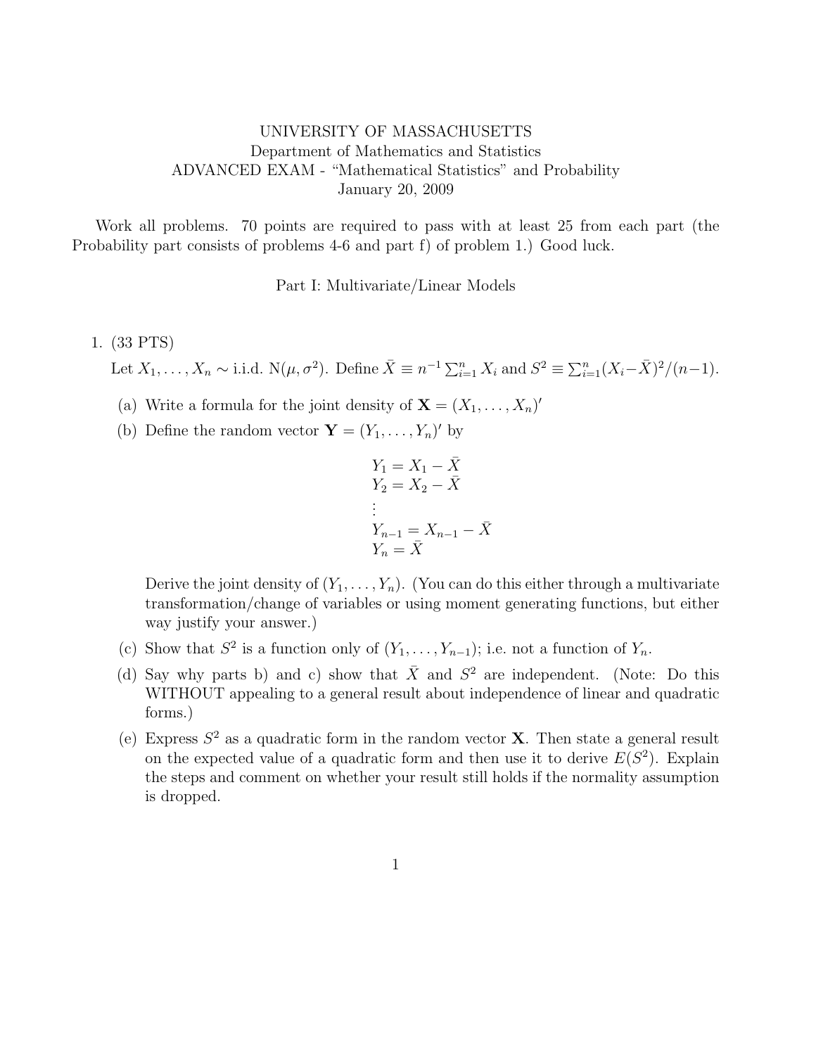UNIVERSITY OF MASSACHUSETTS
Department of Mathematics and Statistics
ADVANCED EXAM - "Mathematical Statistics" and Probability
January 20, 2009

Work all problems. 70 points are required to pass with at least 25 from each part (the Probability part consists of problems 4-6 and part f) of problem 1.) Good luck.

## Part I: Multivariate/Linear Models

1. (33 PTS)

   Let $X_1, \ldots, X_n \sim$ i.i.d. $\mathrm{N}(\mu, \sigma^2)$. Define $\bar{X} \equiv n^{-1} \sum_{i=1}^{n} X_i$ and $S^2 \equiv \sum_{i=1}^{n} (X_i - \bar{X})^2/(n-1)$.

   (a) Write a formula for the joint density of $\mathbf{X} = (X_1, \ldots, X_n)'$

   (b) Define the random vector $\mathbf{Y} = (Y_1, \ldots, Y_n)'$ by

   $$\begin{aligned} Y_1 &= X_1 - \bar{X} \\ Y_2 &= X_2 - \bar{X} \\ &\vdots \\ Y_{n-1} &= X_{n-1} - \bar{X} \\ Y_n &= \bar{X} \end{aligned}$$

   Derive the joint density of $(Y_1, \ldots, Y_n)$. (You can do this either through a multivariate transformation/change of variables or using moment generating functions, but either way justify your answer.)

   (c) Show that $S^2$ is a function only of $(Y_1, \ldots, Y_{n-1})$; i.e. not a function of $Y_n$.

   (d) Say why parts b) and c) show that $\bar{X}$ and $S^2$ are independent. (Note: Do this WITHOUT appealing to a general result about independence of linear and quadratic forms.)

   (e) Express $S^2$ as a quadratic form in the random vector $\mathbf{X}$. Then state a general result on the expected value of a quadratic form and then use it to derive $E(S^2)$. Explain the steps and comment on whether your result still holds if the normality assumption is dropped.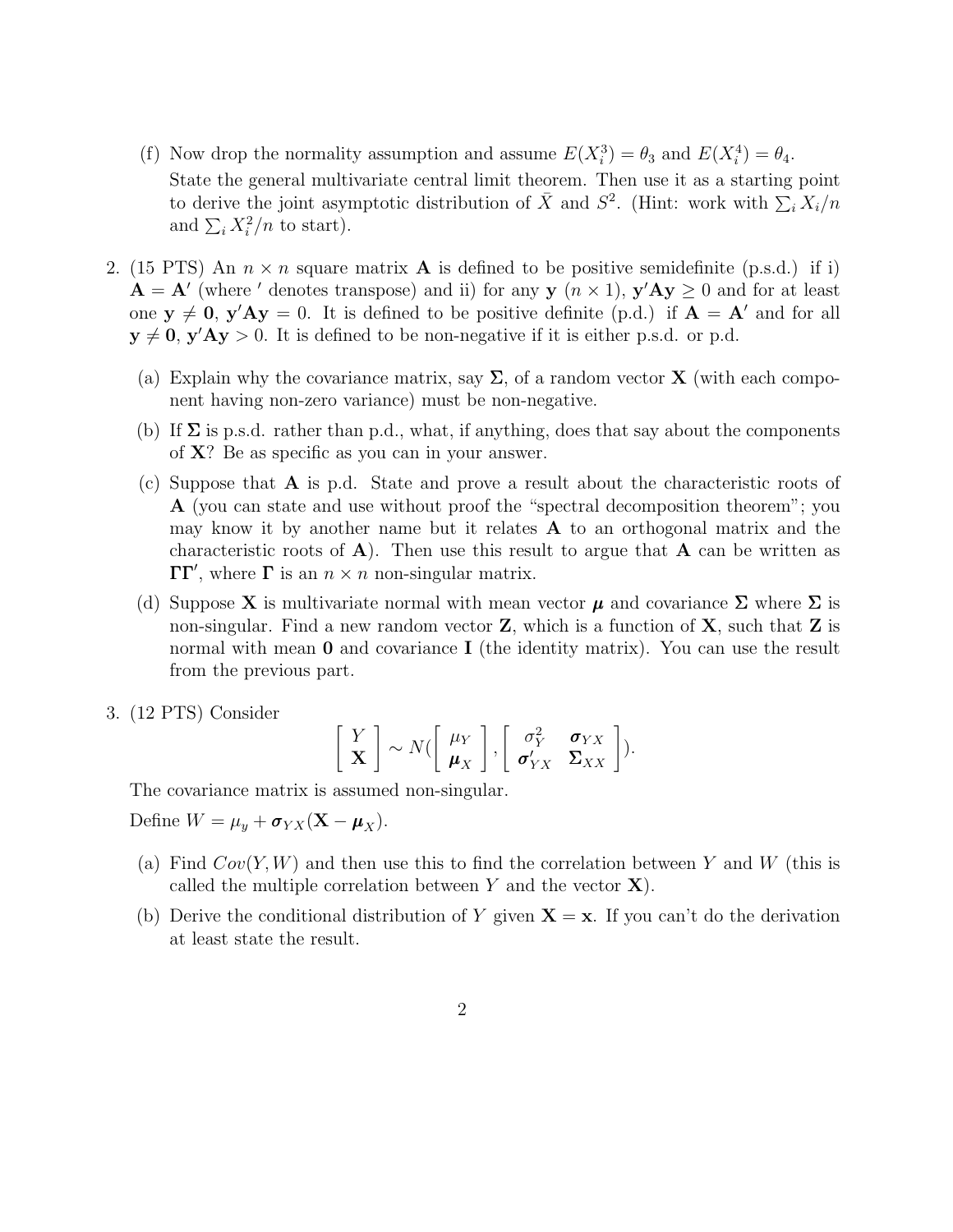(f) Now drop the normality assumption and assume $E(X_i^3) = \theta_3$ and $E(X_i^4) = \theta_4$. State the general multivariate central limit theorem. Then use it as a starting point to derive the joint asymptotic distribution of $\bar{X}$ and $S^2$. (Hint: work with $\sum_i X_i/n$ and $\sum_i X_i^2/n$ to start).

2. (15 PTS) An $n \times n$ square matrix $\mathbf{A}$ is defined to be positive semidefinite (p.s.d.) if i) $\mathbf{A} = \mathbf{A}'$ (where $'$ denotes transpose) and ii) for any $\mathbf{y}$ $(n \times 1)$, $\mathbf{y}'\mathbf{A}\mathbf{y} \geq 0$ and for at least one $\mathbf{y} \neq \mathbf{0}$, $\mathbf{y}'\mathbf{A}\mathbf{y} = 0$. It is defined to be positive definite (p.d.) if $\mathbf{A} = \mathbf{A}'$ and for all $\mathbf{y} \neq \mathbf{0}$, $\mathbf{y}'\mathbf{A}\mathbf{y} > 0$. It is defined to be non-negative if it is either p.s.d. or p.d.

   (a) Explain why the covariance matrix, say $\boldsymbol{\Sigma}$, of a random vector $\mathbf{X}$ (with each component having non-zero variance) must be non-negative.

   (b) If $\boldsymbol{\Sigma}$ is p.s.d. rather than p.d., what, if anything, does that say about the components of $\mathbf{X}$? Be as specific as you can in your answer.

   (c) Suppose that $\mathbf{A}$ is p.d. State and prove a result about the characteristic roots of $\mathbf{A}$ (you can state and use without proof the "spectral decomposition theorem"; you may know it by another name but it relates $\mathbf{A}$ to an orthogonal matrix and the characteristic roots of $\mathbf{A}$). Then use this result to argue that $\mathbf{A}$ can be written as $\boldsymbol{\Gamma}\boldsymbol{\Gamma}'$, where $\boldsymbol{\Gamma}$ is an $n \times n$ non-singular matrix.

   (d) Suppose $\mathbf{X}$ is multivariate normal with mean vector $\boldsymbol{\mu}$ and covariance $\boldsymbol{\Sigma}$ where $\boldsymbol{\Sigma}$ is non-singular. Find a new random vector $\mathbf{Z}$, which is a function of $\mathbf{X}$, such that $\mathbf{Z}$ is normal with mean $\mathbf{0}$ and covariance $\mathbf{I}$ (the identity matrix). You can use the result from the previous part.

3. (12 PTS) Consider

$$\begin{bmatrix} Y \\ \mathbf{X} \end{bmatrix} \sim N\left( \begin{bmatrix} \mu_Y \\ \boldsymbol{\mu}_X \end{bmatrix}, \begin{bmatrix} \sigma_Y^2 & \boldsymbol{\sigma}_{YX} \\ \boldsymbol{\sigma}_{YX}' & \boldsymbol{\Sigma}_{XX} \end{bmatrix} \right).$$

   The covariance matrix is assumed non-singular.

   Define $W = \mu_y + \boldsymbol{\sigma}_{YX}(\mathbf{X} - \boldsymbol{\mu}_X)$.

   (a) Find $Cov(Y, W)$ and then use this to find the correlation between $Y$ and $W$ (this is called the multiple correlation between $Y$ and the vector $\mathbf{X}$).

   (b) Derive the conditional distribution of $Y$ given $\mathbf{X} = \mathbf{x}$. If you can't do the derivation at least state the result.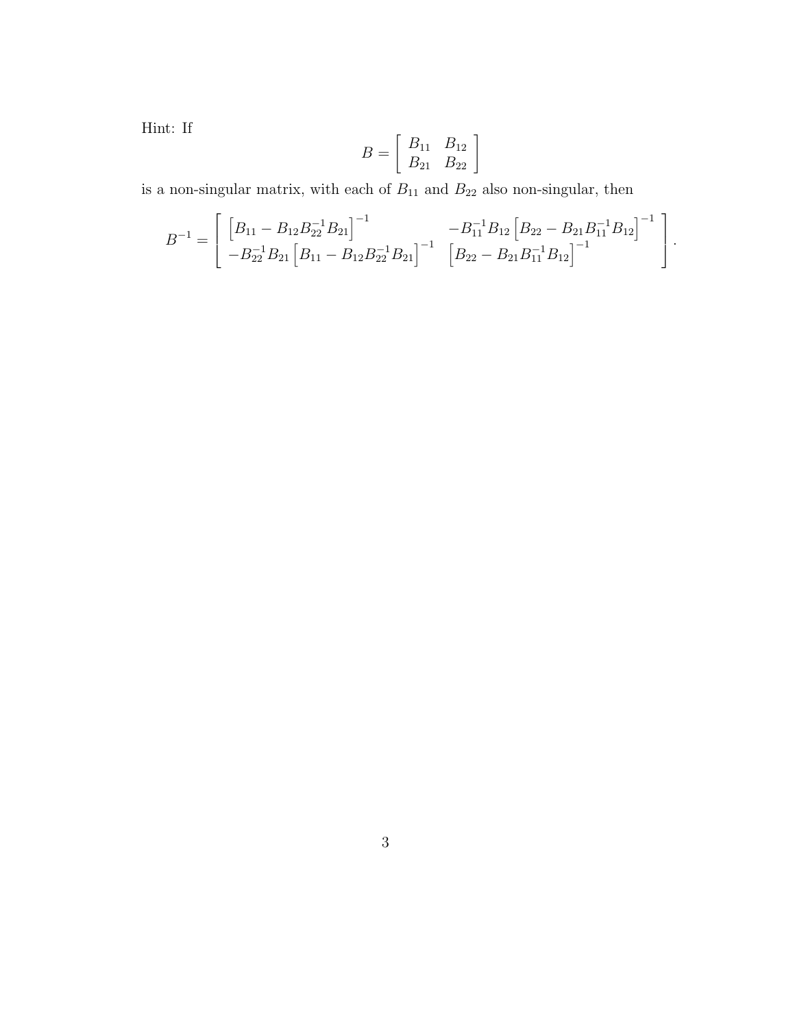Hint: If

$$B = \begin{bmatrix} B_{11} & B_{12} \\ B_{21} & B_{22} \end{bmatrix}$$

is a non-singular matrix, with each of $B_{11}$ and $B_{22}$ also non-singular, then

$$B^{-1} = \begin{bmatrix} \left[B_{11} - B_{12}B_{22}^{-1}B_{21}\right]^{-1} & -B_{11}^{-1}B_{12}\left[B_{22} - B_{21}B_{11}^{-1}B_{12}\right]^{-1} \\ -B_{22}^{-1}B_{21}\left[B_{11} - B_{12}B_{22}^{-1}B_{21}\right]^{-1} & \left[B_{22} - B_{21}B_{11}^{-1}B_{12}\right]^{-1} \end{bmatrix}.$$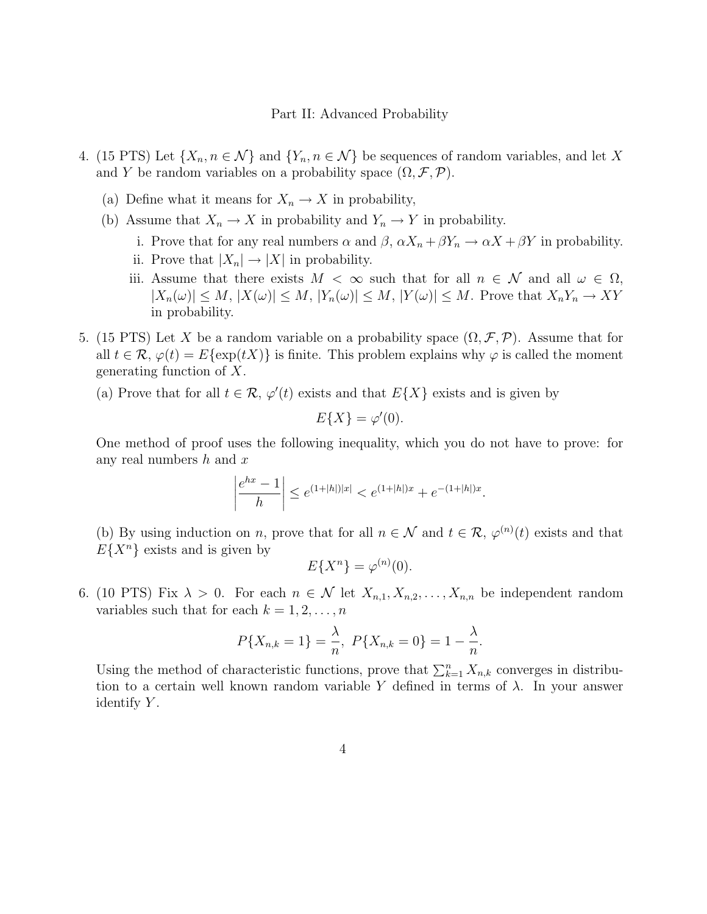## Part II: Advanced Probability

4. (15 PTS) Let $\{X_n, n \in \mathcal{N}\}$ and $\{Y_n, n \in \mathcal{N}\}$ be sequences of random variables, and let $X$ and $Y$ be random variables on a probability space $(\Omega, \mathcal{F}, \mathcal{P})$.

   (a) Define what it means for $X_n \to X$ in probability,

   (b) Assume that $X_n \to X$ in probability and $Y_n \to Y$ in probability.

   i. Prove that for any real numbers $\alpha$ and $\beta$, $\alpha X_n + \beta Y_n \to \alpha X + \beta Y$ in probability.

   ii. Prove that $|X_n| \to |X|$ in probability.

   iii. Assume that there exists $M < \infty$ such that for all $n \in \mathcal{N}$ and all $\omega \in \Omega$, $|X_n(\omega)| \leq M$, $|X(\omega)| \leq M$, $|Y_n(\omega)| \leq M$, $|Y(\omega)| \leq M$. Prove that $X_n Y_n \to XY$ in probability.

5. (15 PTS) Let $X$ be a random variable on a probability space $(\Omega, \mathcal{F}, \mathcal{P})$. Assume that for all $t \in \mathcal{R}$, $\varphi(t) = E\{\exp(tX)\}$ is finite. This problem explains why $\varphi$ is called the moment generating function of $X$.

   (a) Prove that for all $t \in \mathcal{R}$, $\varphi'(t)$ exists and that $E\{X\}$ exists and is given by
$$E\{X\} = \varphi'(0).$$

   One method of proof uses the following inequality, which you do not have to prove: for any real numbers $h$ and $x$
$$\left| \frac{e^{hx} - 1}{h} \right| \leq e^{(1+|h|)|x|} < e^{(1+|h|)x} + e^{-(1+|h|)x}.$$

   (b) By using induction on $n$, prove that for all $n \in \mathcal{N}$ and $t \in \mathcal{R}$, $\varphi^{(n)}(t)$ exists and that $E\{X^n\}$ exists and is given by
$$E\{X^n\} = \varphi^{(n)}(0).$$

6. (10 PTS) Fix $\lambda > 0$. For each $n \in \mathcal{N}$ let $X_{n,1}, X_{n,2}, \ldots, X_{n,n}$ be independent random variables such that for each $k = 1, 2, \ldots, n$
$$P\{X_{n,k} = 1\} = \frac{\lambda}{n},\; P\{X_{n,k} = 0\} = 1 - \frac{\lambda}{n}.$$
   Using the method of characteristic functions, prove that $\sum_{k=1}^{n} X_{n,k}$ converges in distribution to a certain well known random variable $Y$ defined in terms of $\lambda$. In your answer identify $Y$.